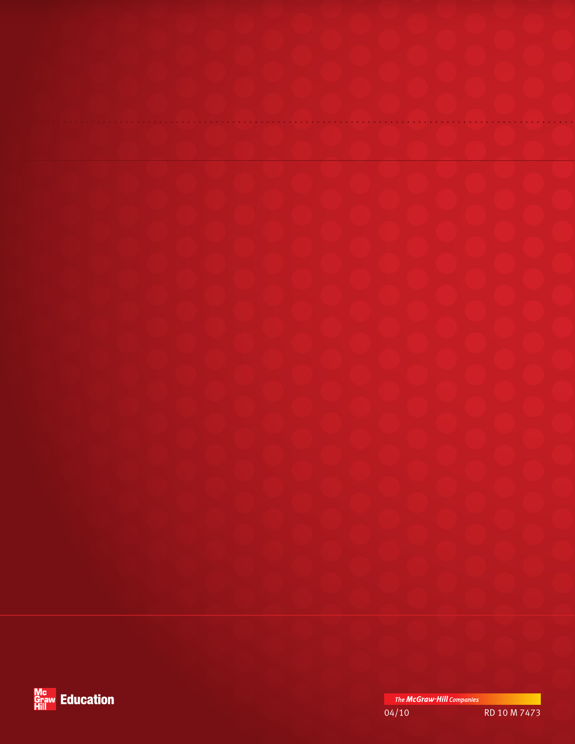McGraw Hill Education

The McGraw·Hill Companies

04/10

RD 10 M 7473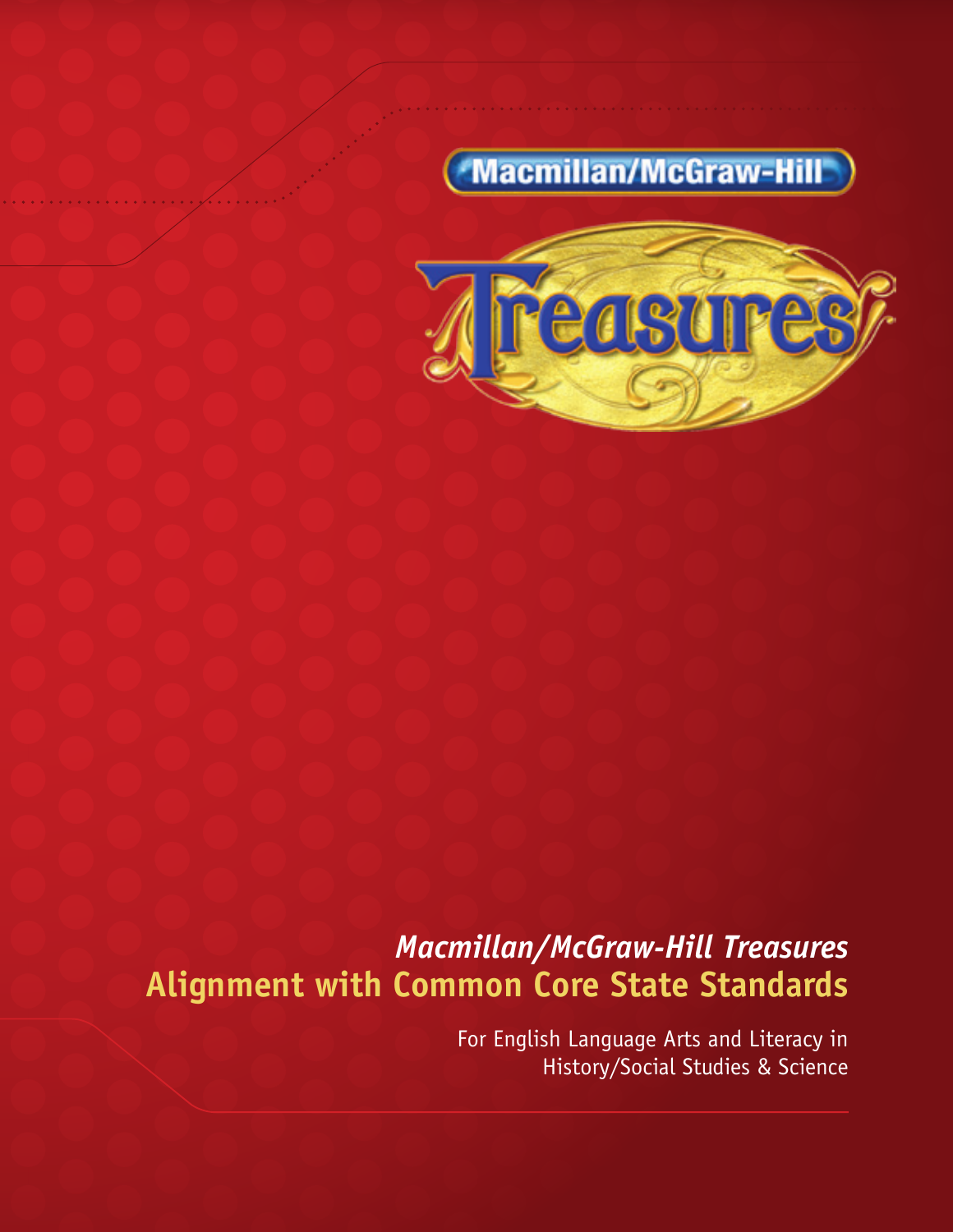Macmillan/McGraw-Hill

Treasures

*Macmillan/McGraw-Hill Treasures*

# Alignment with Common Core State Standards

For English Language Arts and Literacy in History/Social Studies & Science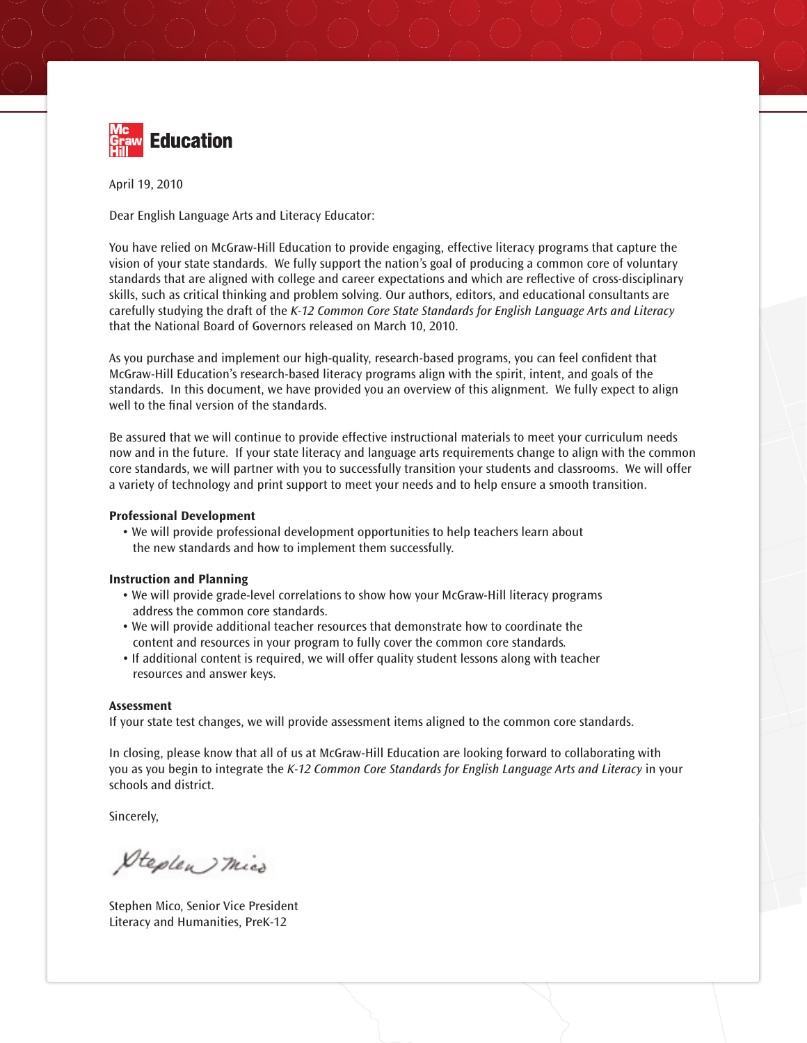**McGraw-Hill Education**

April 19, 2010

Dear English Language Arts and Literacy Educator:

You have relied on McGraw-Hill Education to provide engaging, effective literacy programs that capture the vision of your state standards. We fully support the nation's goal of producing a common core of voluntary standards that are aligned with college and career expectations and which are reflective of cross-disciplinary skills, such as critical thinking and problem solving. Our authors, editors, and educational consultants are carefully studying the draft of the *K-12 Common Core State Standards for English Language Arts and Literacy* that the National Board of Governors released on March 10, 2010.

As you purchase and implement our high-quality, research-based programs, you can feel confident that McGraw-Hill Education's research-based literacy programs align with the spirit, intent, and goals of the standards. In this document, we have provided you an overview of this alignment. We fully expect to align well to the final version of the standards.

Be assured that we will continue to provide effective instructional materials to meet your curriculum needs now and in the future. If your state literacy and language arts requirements change to align with the common core standards, we will partner with you to successfully transition your students and classrooms. We will offer a variety of technology and print support to meet your needs and to help ensure a smooth transition.

**Professional Development**

- We will provide professional development opportunities to help teachers learn about the new standards and how to implement them successfully.

**Instruction and Planning**

- We will provide grade-level correlations to show how your McGraw-Hill literacy programs address the common core standards.
- We will provide additional teacher resources that demonstrate how to coordinate the content and resources in your program to fully cover the common core standards.
- If additional content is required, we will offer quality student lessons along with teacher resources and answer keys.

**Assessment**

If your state test changes, we will provide assessment items aligned to the common core standards.

In closing, please know that all of us at McGraw-Hill Education are looking forward to collaborating with you as you begin to integrate the *K-12 Common Core Standards for English Language Arts and Literacy* in your schools and district.

Sincerely,

Stephen Mico

Stephen Mico, Senior Vice President
Literacy and Humanities, PreK-12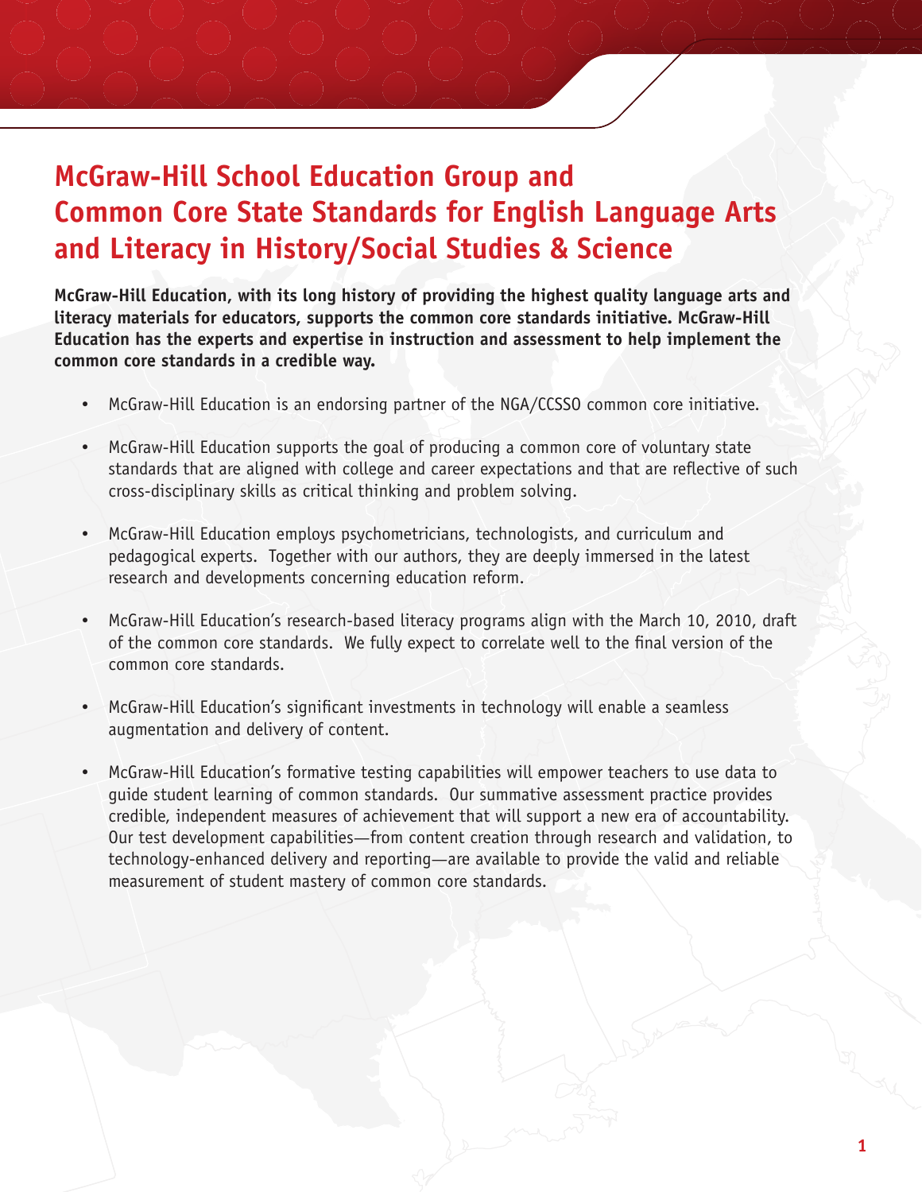# McGraw-Hill School Education Group and Common Core State Standards for English Language Arts and Literacy in History/Social Studies & Science

**McGraw-Hill Education, with its long history of providing the highest quality language arts and literacy materials for educators, supports the common core standards initiative. McGraw-Hill Education has the experts and expertise in instruction and assessment to help implement the common core standards in a credible way.**

- McGraw-Hill Education is an endorsing partner of the NGA/CCSSO common core initiative.
- McGraw-Hill Education supports the goal of producing a common core of voluntary state standards that are aligned with college and career expectations and that are reflective of such cross-disciplinary skills as critical thinking and problem solving.
- McGraw-Hill Education employs psychometricians, technologists, and curriculum and pedagogical experts. Together with our authors, they are deeply immersed in the latest research and developments concerning education reform.
- McGraw-Hill Education's research-based literacy programs align with the March 10, 2010, draft of the common core standards. We fully expect to correlate well to the final version of the common core standards.
- McGraw-Hill Education's significant investments in technology will enable a seamless augmentation and delivery of content.
- McGraw-Hill Education's formative testing capabilities will empower teachers to use data to guide student learning of common standards. Our summative assessment practice provides credible, independent measures of achievement that will support a new era of accountability. Our test development capabilities—from content creation through research and validation, to technology-enhanced delivery and reporting—are available to provide the valid and reliable measurement of student mastery of common core standards.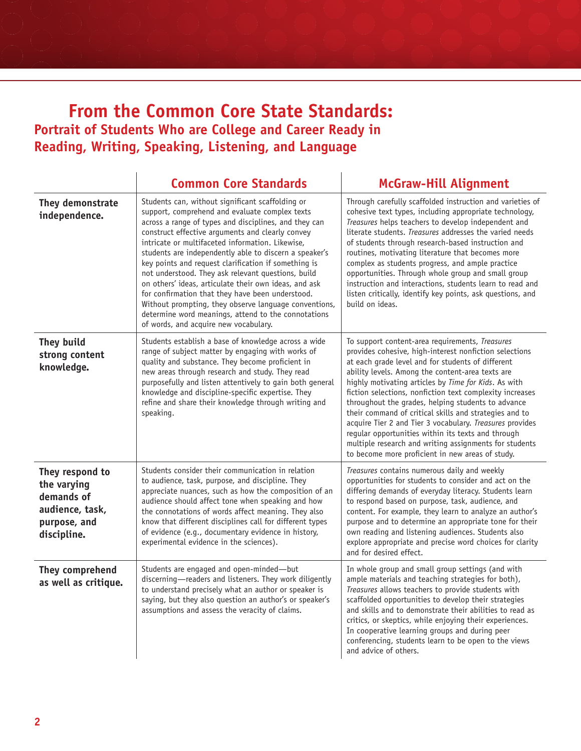# From the Common Core State Standards:

## Portrait of Students Who are College and Career Ready in Reading, Writing, Speaking, Listening, and Language

| | Common Core Standards | McGraw-Hill Alignment |
|---|---|---|
| **They demonstrate independence.** | Students can, without significant scaffolding or support, comprehend and evaluate complex texts across a range of types and disciplines, and they can construct effective arguments and clearly convey intricate or multifaceted information. Likewise, students are independently able to discern a speaker's key points and request clarification if something is not understood. They ask relevant questions, build on others' ideas, articulate their own ideas, and ask for confirmation that they have been understood. Without prompting, they observe language conventions, determine word meanings, attend to the connotations of words, and acquire new vocabulary. | Through carefully scaffolded instruction and varieties of cohesive text types, including appropriate technology, *Treasures* helps teachers to develop independent and literate students. *Treasures* addresses the varied needs of students through research-based instruction and routines, motivating literature that becomes more complex as students progress, and ample practice opportunities. Through whole group and small group instruction and interactions, students learn to read and listen critically, identify key points, ask questions, and build on ideas. |
| **They build strong content knowledge.** | Students establish a base of knowledge across a wide range of subject matter by engaging with works of quality and substance. They become proficient in new areas through research and study. They read purposefully and listen attentively to gain both general knowledge and discipline-specific expertise. They refine and share their knowledge through writing and speaking. | To support content-area requirements, *Treasures* provides cohesive, high-interest nonfiction selections at each grade level and for students of different ability levels. Among the content-area texts are highly motivating articles by *Time for Kids*. As with fiction selections, nonfiction text complexity increases throughout the grades, helping students to advance their command of critical skills and strategies and to acquire Tier 2 and Tier 3 vocabulary. *Treasures* provides regular opportunities within its texts and through multiple research and writing assignments for students to become more proficient in new areas of study. |
| **They respond to the varying demands of audience, task, purpose, and discipline.** | Students consider their communication in relation to audience, task, purpose, and discipline. They appreciate nuances, such as how the composition of an audience should affect tone when speaking and how the connotations of words affect meaning. They also know that different disciplines call for different types of evidence (e.g., documentary evidence in history, experimental evidence in the sciences). | *Treasures* contains numerous daily and weekly opportunities for students to consider and act on the differing demands of everyday literacy. Students learn to respond based on purpose, task, audience, and content. For example, they learn to analyze an author's purpose and to determine an appropriate tone for their own reading and listening audiences. Students also explore appropriate and precise word choices for clarity and for desired effect. |
| **They comprehend as well as critique.** | Students are engaged and open-minded—but discerning—readers and listeners. They work diligently to understand precisely what an author or speaker is saying, but they also question an author's or speaker's assumptions and assess the veracity of claims. | In whole group and small group settings (and with ample materials and teaching strategies for both), *Treasures* allows teachers to provide students with scaffolded opportunities to develop their strategies and skills and to demonstrate their abilities to read as critics, or skeptics, while enjoying their experiences. In cooperative learning groups and during peer conferencing, students learn to be open to the views and advice of others. |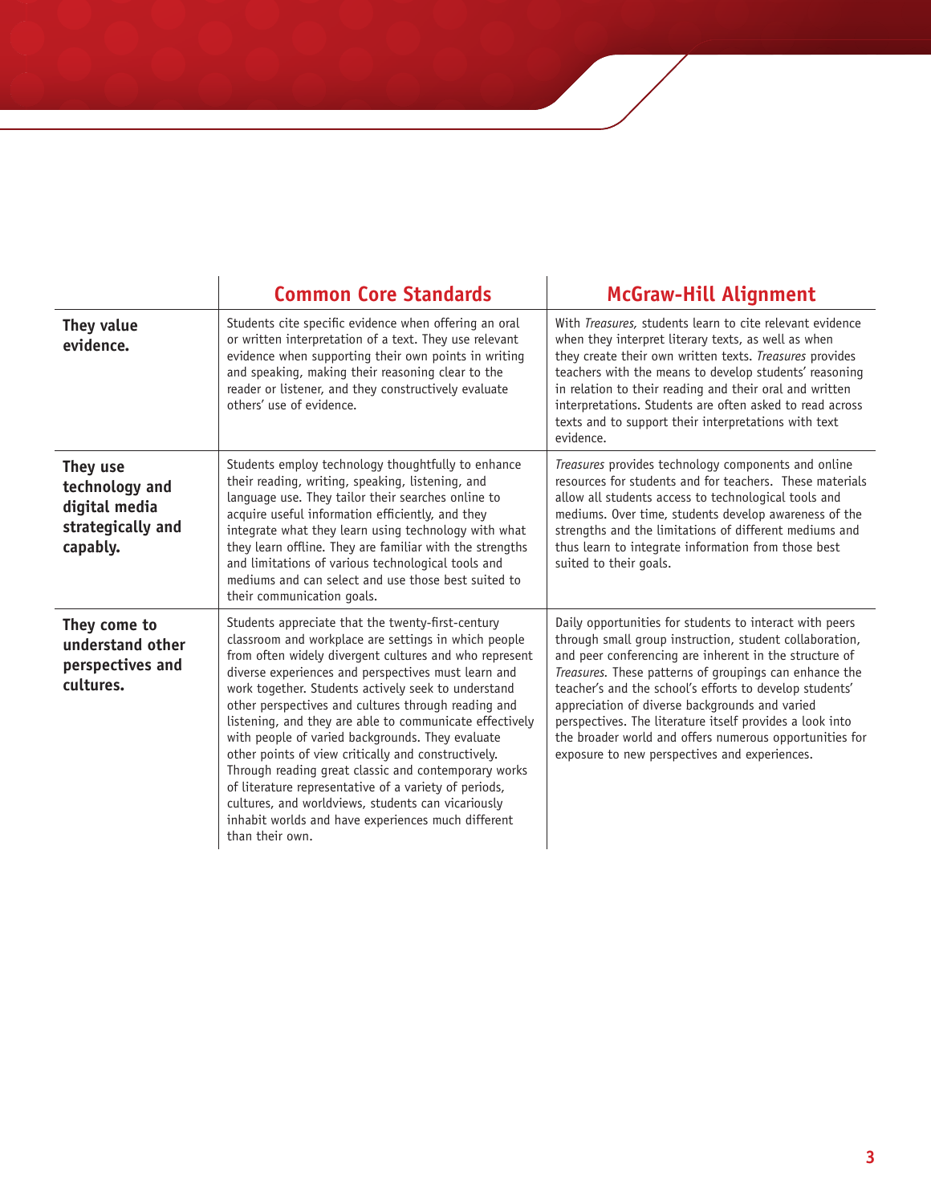| | Common Core Standards | McGraw-Hill Alignment |
|---|---|---|
| **They value evidence.** | Students cite specific evidence when offering an oral or written interpretation of a text. They use relevant evidence when supporting their own points in writing and speaking, making their reasoning clear to the reader or listener, and they constructively evaluate others' use of evidence. | With *Treasures,* students learn to cite relevant evidence when they interpret literary texts, as well as when they create their own written texts. *Treasures* provides teachers with the means to develop students' reasoning in relation to their reading and their oral and written interpretations. Students are often asked to read across texts and to support their interpretations with text evidence. |
| **They use technology and digital media strategically and capably.** | Students employ technology thoughtfully to enhance their reading, writing, speaking, listening, and language use. They tailor their searches online to acquire useful information efficiently, and they integrate what they learn using technology with what they learn offline. They are familiar with the strengths and limitations of various technological tools and mediums and can select and use those best suited to their communication goals. | *Treasures* provides technology components and online resources for students and for teachers. These materials allow all students access to technological tools and mediums. Over time, students develop awareness of the strengths and the limitations of different mediums and thus learn to integrate information from those best suited to their goals. |
| **They come to understand other perspectives and cultures.** | Students appreciate that the twenty-first-century classroom and workplace are settings in which people from often widely divergent cultures and who represent diverse experiences and perspectives must learn and work together. Students actively seek to understand other perspectives and cultures through reading and listening, and they are able to communicate effectively with people of varied backgrounds. They evaluate other points of view critically and constructively. Through reading great classic and contemporary works of literature representative of a variety of periods, cultures, and worldviews, students can vicariously inhabit worlds and have experiences much different than their own. | Daily opportunities for students to interact with peers through small group instruction, student collaboration, and peer conferencing are inherent in the structure of *Treasures.* These patterns of groupings can enhance the teacher's and the school's efforts to develop students' appreciation of diverse backgrounds and varied perspectives. The literature itself provides a look into the broader world and offers numerous opportunities for exposure to new perspectives and experiences. |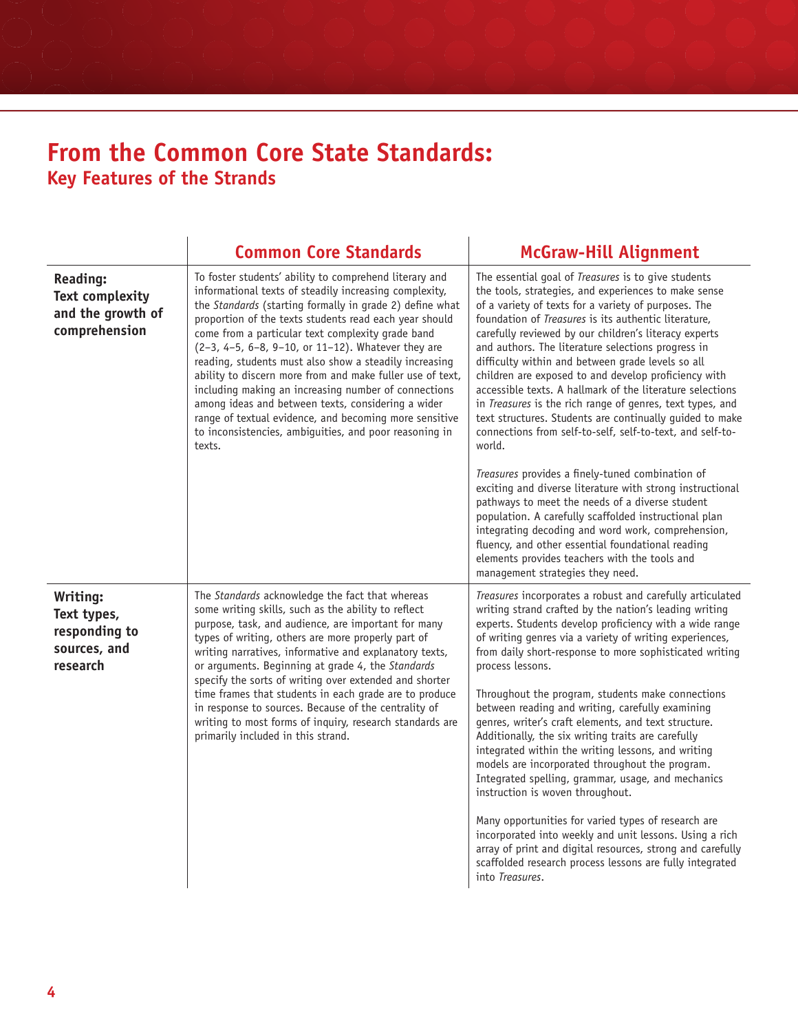# From the Common Core State Standards:
## Key Features of the Strands

| | Common Core Standards | McGraw-Hill Alignment |
|---|---|---|
| **Reading: Text complexity and the growth of comprehension** | To foster students' ability to comprehend literary and informational texts of steadily increasing complexity, the *Standards* (starting formally in grade 2) define what proportion of the texts students read each year should come from a particular text complexity grade band (2–3, 4–5, 6–8, 9–10, or 11–12). Whatever they are reading, students must also show a steadily increasing ability to discern more from and make fuller use of text, including making an increasing number of connections among ideas and between texts, considering a wider range of textual evidence, and becoming more sensitive to inconsistencies, ambiguities, and poor reasoning in texts. | The essential goal of *Treasures* is to give students the tools, strategies, and experiences to make sense of a variety of texts for a variety of purposes. The foundation of *Treasures* is its authentic literature, carefully reviewed by our children's literacy experts and authors. The literature selections progress in difficulty within and between grade levels so all children are exposed to and develop proficiency with accessible texts. A hallmark of the literature selections in *Treasures* is the rich range of genres, text types, and text structures. Students are continually guided to make connections from self-to-self, self-to-text, and self-to-world.<br><br>*Treasures* provides a finely-tuned combination of exciting and diverse literature with strong instructional pathways to meet the needs of a diverse student population. A carefully scaffolded instructional plan integrating decoding and word work, comprehension, fluency, and other essential foundational reading elements provides teachers with the tools and management strategies they need. |
| **Writing: Text types, responding to sources, and research** | The *Standards* acknowledge the fact that whereas some writing skills, such as the ability to reflect purpose, task, and audience, are important for many types of writing, others are more properly part of writing narratives, informative and explanatory texts, or arguments. Beginning at grade 4, the *Standards* specify the sorts of writing over extended and shorter time frames that students in each grade are to produce in response to sources. Because of the centrality of writing to most forms of inquiry, research standards are primarily included in this strand. | *Treasures* incorporates a robust and carefully articulated writing strand crafted by the nation's leading writing experts. Students develop proficiency with a wide range of writing genres via a variety of writing experiences, from daily short-response to more sophisticated writing process lessons.<br><br>Throughout the program, students make connections between reading and writing, carefully examining genres, writer's craft elements, and text structure. Additionally, the six writing traits are carefully integrated within the writing lessons, and writing models are incorporated throughout the program. Integrated spelling, grammar, usage, and mechanics instruction is woven throughout.<br><br>Many opportunities for varied types of research are incorporated into weekly and unit lessons. Using a rich array of print and digital resources, strong and carefully scaffolded research process lessons are fully integrated into *Treasures*. |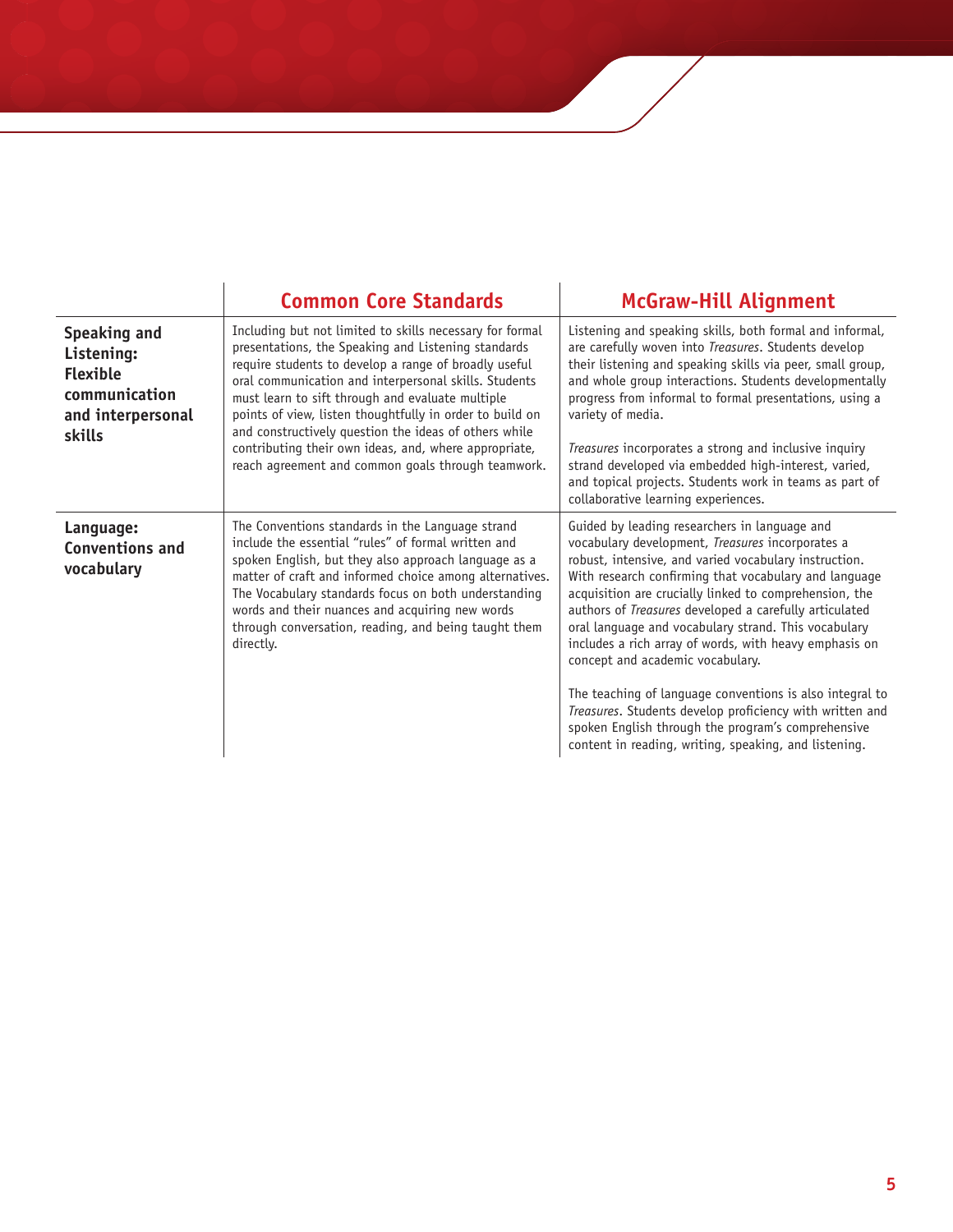| | Common Core Standards | McGraw-Hill Alignment |
|---|---|---|
| **Speaking and Listening: Flexible communication and interpersonal skills** | Including but not limited to skills necessary for formal presentations, the Speaking and Listening standards require students to develop a range of broadly useful oral communication and interpersonal skills. Students must learn to sift through and evaluate multiple points of view, listen thoughtfully in order to build on and constructively question the ideas of others while contributing their own ideas, and, where appropriate, reach agreement and common goals through teamwork. | Listening and speaking skills, both formal and informal, are carefully woven into *Treasures*. Students develop their listening and speaking skills via peer, small group, and whole group interactions. Students developmentally progress from informal to formal presentations, using a variety of media.<br><br>*Treasures* incorporates a strong and inclusive inquiry strand developed via embedded high-interest, varied, and topical projects. Students work in teams as part of collaborative learning experiences. |
| **Language: Conventions and vocabulary** | The Conventions standards in the Language strand include the essential "rules" of formal written and spoken English, but they also approach language as a matter of craft and informed choice among alternatives. The Vocabulary standards focus on both understanding words and their nuances and acquiring new words through conversation, reading, and being taught them directly. | Guided by leading researchers in language and vocabulary development, *Treasures* incorporates a robust, intensive, and varied vocabulary instruction. With research confirming that vocabulary and language acquisition are crucially linked to comprehension, the authors of *Treasures* developed a carefully articulated oral language and vocabulary strand. This vocabulary includes a rich array of words, with heavy emphasis on concept and academic vocabulary.<br><br>The teaching of language conventions is also integral to *Treasures*. Students develop proficiency with written and spoken English through the program's comprehensive content in reading, writing, speaking, and listening. |